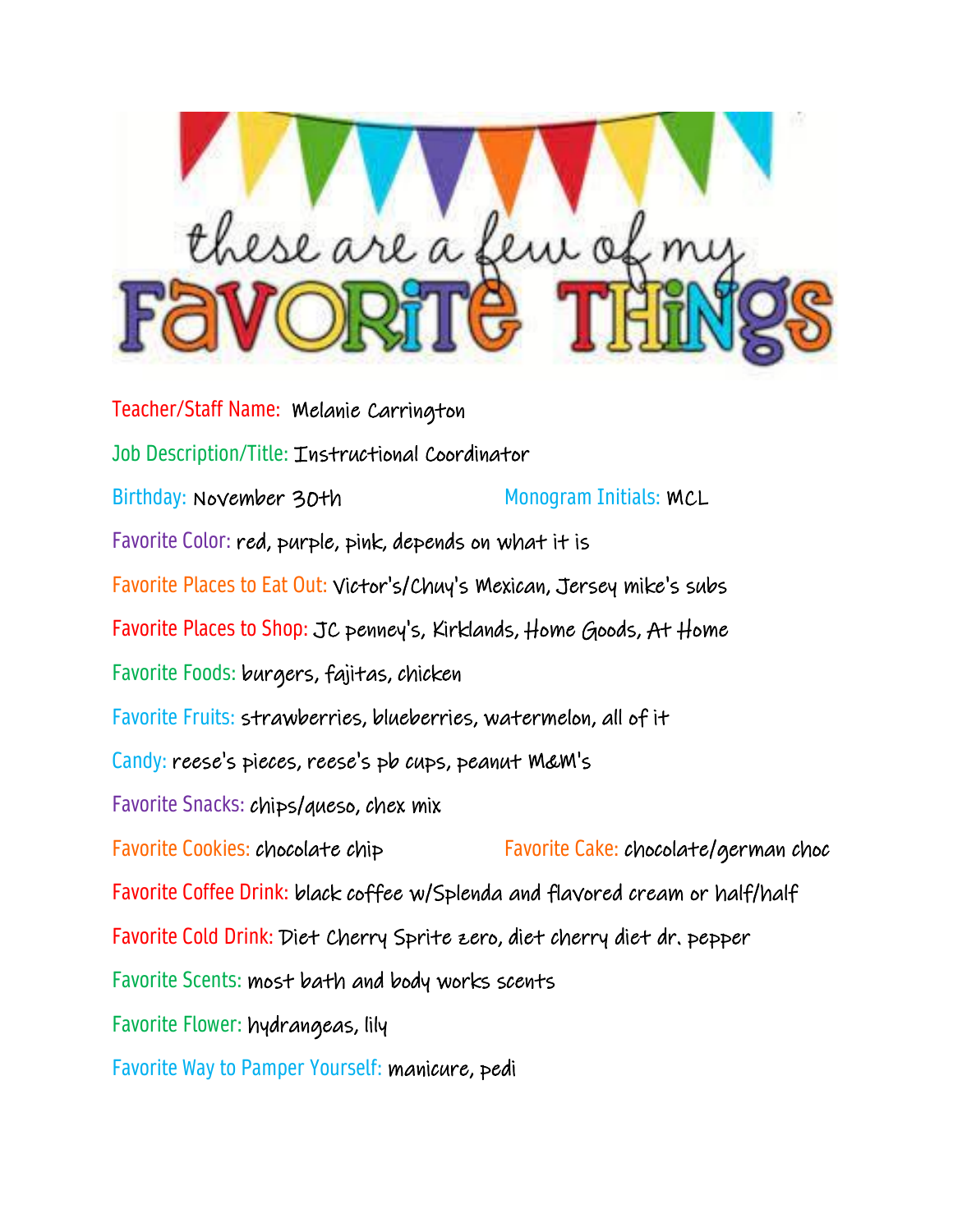# these are a few of my FAVORITE THINGS

Teacher/Staff Name: Melanie Carrington

Job Description/Title: Instructional Coordinator

Birthday: November 30th

Monogram Initials: MCL

Favorite Color: red, purple, pink, depends on what it is

Favorite Places to Eat Out: Victor's/Chuy's Mexican, Jersey mike's subs

Favorite Places to Shop: JC penney's, Kirklands, Home Goods, At Home

Favorite Foods: burgers, fajitas, chicken

Favorite Fruits: strawberries, blueberries, watermelon, all of it

Candy: reese's pieces, reese's pb cups, peanut M&M's

Favorite Snacks: chips/queso, chex mix

Favorite Cookies: chocolate chip

Favorite Cake: chocolate/german choc

Favorite Coffee Drink: black coffee w/Splenda and flavored cream or half/half

Favorite Cold Drink: Diet Cherry Sprite zero, diet cherry diet dr. pepper

Favorite Scents: most bath and body works scents

Favorite Flower: hydrangeas, lily

Favorite Way to Pamper Yourself: manicure, pedi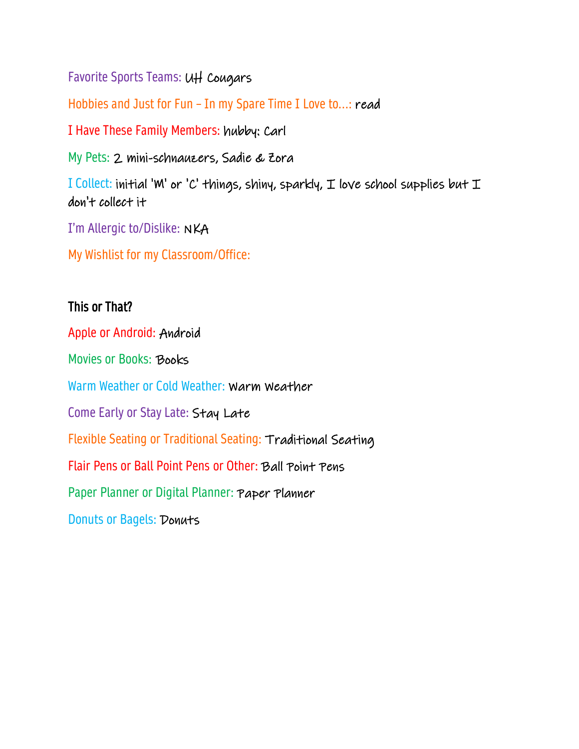Favorite Sports Teams: UH Cougars

Hobbies and Just for Fun – In my Spare Time I Love to…: read

I Have These Family Members: hubby: Carl

My Pets: 2 mini-schnauzers, Sadie & Zora

I Collect: initial 'M' or 'C' things, shiny, sparkly, I love school supplies but I don't collect it

I'm Allergic to/Dislike: NKA

My Wishlist for my Classroom/Office:

**This or That?**

Apple or Android: Android

Movies or Books: Books

Warm Weather or Cold Weather: Warm Weather

Come Early or Stay Late: Stay Late

Flexible Seating or Traditional Seating: Traditional Seating

Flair Pens or Ball Point Pens or Other: Ball Point Pens

Paper Planner or Digital Planner: Paper Planner

Donuts or Bagels: Donuts